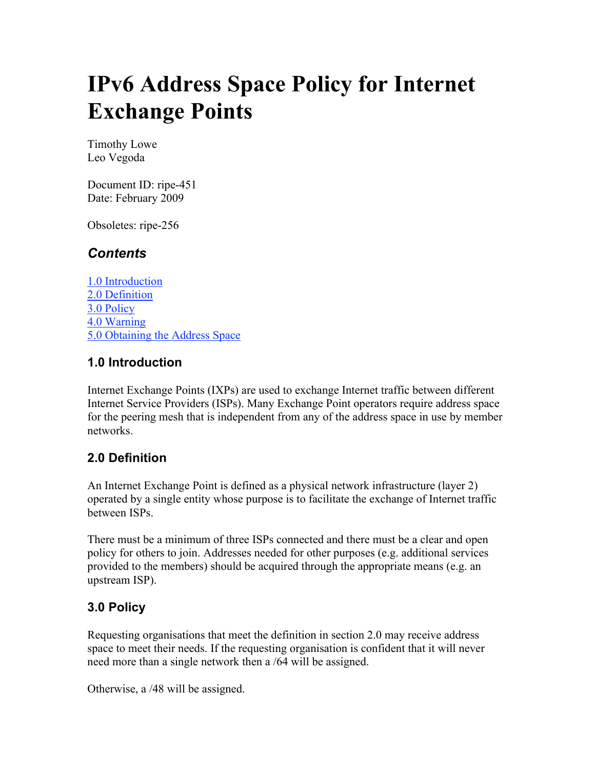# IPv6 Address Space Policy for Internet Exchange Points

Timothy Lowe
Leo Vegoda

Document ID: ripe-451
Date: February 2009

Obsoletes: ripe-256

## *Contents*

1.0 Introduction
2.0 Definition
3.0 Policy
4.0 Warning
5.0 Obtaining the Address Space

### 1.0 Introduction

Internet Exchange Points (IXPs) are used to exchange Internet traffic between different Internet Service Providers (ISPs). Many Exchange Point operators require address space for the peering mesh that is independent from any of the address space in use by member networks.

### 2.0 Definition

An Internet Exchange Point is defined as a physical network infrastructure (layer 2) operated by a single entity whose purpose is to facilitate the exchange of Internet traffic between ISPs.

There must be a minimum of three ISPs connected and there must be a clear and open policy for others to join. Addresses needed for other purposes (e.g. additional services provided to the members) should be acquired through the appropriate means (e.g. an upstream ISP).

### 3.0 Policy

Requesting organisations that meet the definition in section 2.0 may receive address space to meet their needs. If the requesting organisation is confident that it will never need more than a single network then a /64 will be assigned.

Otherwise, a /48 will be assigned.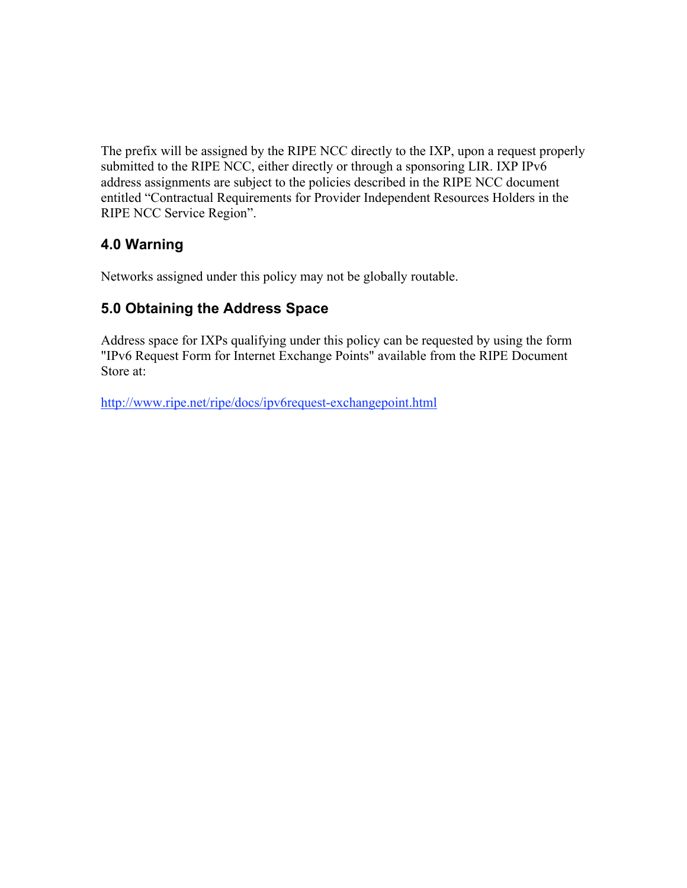The prefix will be assigned by the RIPE NCC directly to the IXP, upon a request properly submitted to the RIPE NCC, either directly or through a sponsoring LIR. IXP IPv6 address assignments are subject to the policies described in the RIPE NCC document entitled "Contractual Requirements for Provider Independent Resources Holders in the RIPE NCC Service Region".

## 4.0 Warning

Networks assigned under this policy may not be globally routable.

## 5.0 Obtaining the Address Space

Address space for IXPs qualifying under this policy can be requested by using the form "IPv6 Request Form for Internet Exchange Points" available from the RIPE Document Store at:

http://www.ripe.net/ripe/docs/ipv6request-exchangepoint.html